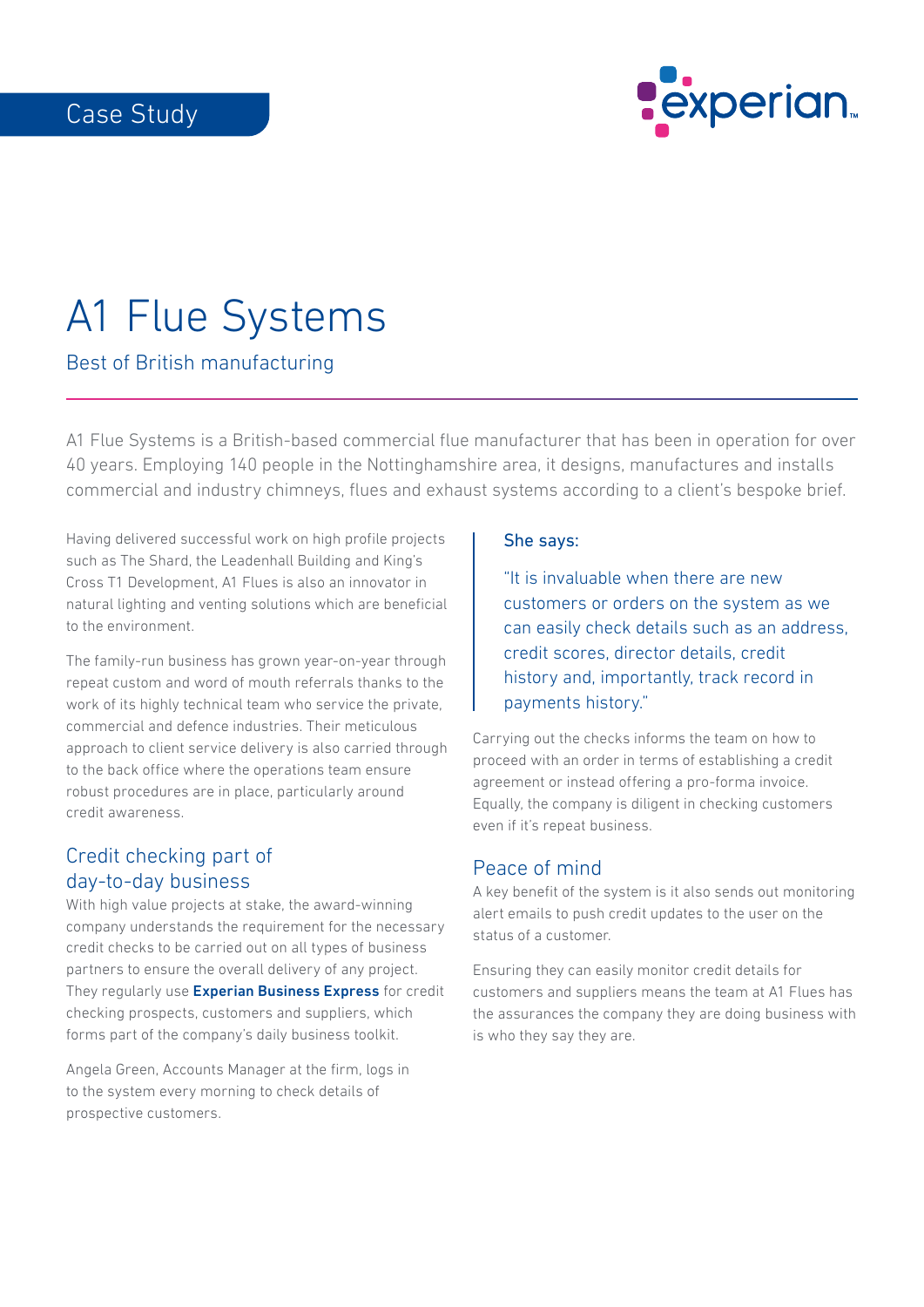Case Study

# A1 Flue Systems

## Best of British manufacturing

A1 Flue Systems is a British-based commercial flue manufacturer that has been in operation for over 40 years. Employing 140 people in the Nottinghamshire area, it designs, manufactures and installs commercial and industry chimneys, flues and exhaust systems according to a client's bespoke brief.

Having delivered successful work on high profile projects such as The Shard, the Leadenhall Building and King's Cross T1 Development, A1 Flues is also an innovator in natural lighting and venting solutions which are beneficial to the environment.

The family-run business has grown year-on-year through repeat custom and word of mouth referrals thanks to the work of its highly technical team who service the private, commercial and defence industries. Their meticulous approach to client service delivery is also carried through to the back office where the operations team ensure robust procedures are in place, particularly around credit awareness.

### Credit checking part of day-to-day business

With high value projects at stake, the award-winning company understands the requirement for the necessary credit checks to be carried out on all types of business partners to ensure the overall delivery of any project. They regularly use **Experian Business Express** for credit checking prospects, customers and suppliers, which forms part of the company's daily business toolkit.

Angela Green, Accounts Manager at the firm, logs in to the system every morning to check details of prospective customers.

> She says:
>
> "It is invaluable when there are new customers or orders on the system as we can easily check details such as an address, credit scores, director details, credit history and, importantly, track record in payments history."

Carrying out the checks informs the team on how to proceed with an order in terms of establishing a credit agreement or instead offering a pro-forma invoice. Equally, the company is diligent in checking customers even if it's repeat business.

### Peace of mind

A key benefit of the system is it also sends out monitoring alert emails to push credit updates to the user on the status of a customer.

Ensuring they can easily monitor credit details for customers and suppliers means the team at A1 Flues has the assurances the company they are doing business with is who they say they are.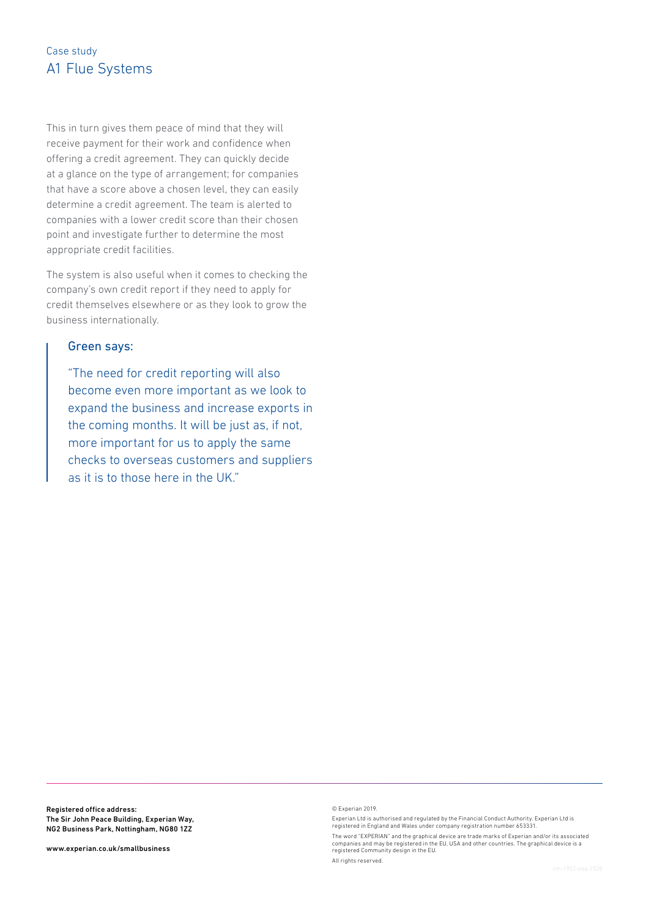Case study

# A1 Flue Systems

This in turn gives them peace of mind that they will receive payment for their work and confidence when offering a credit agreement. They can quickly decide at a glance on the type of arrangement; for companies that have a score above a chosen level, they can easily determine a credit agreement. The team is alerted to companies with a lower credit score than their chosen point and investigate further to determine the most appropriate credit facilities.

The system is also useful when it comes to checking the company's own credit report if they need to apply for credit themselves elsewhere or as they look to grow the business internationally.

> Green says:
>
> "The need for credit reporting will also become even more important as we look to expand the business and increase exports in the coming months. It will be just as, if not, more important for us to apply the same checks to overseas customers and suppliers as it is to those here in the UK."

**Registered office address:**
**The Sir John Peace Building, Experian Way, NG2 Business Park, Nottingham, NG80 1ZZ**

**www.experian.co.uk/smallbusiness**

© Experian 2019.

Experian Ltd is authorised and regulated by the Financial Conduct Authority. Experian Ltd is registered in England and Wales under company registration number 653331.

The word "EXPERIAN" and the graphical device are trade marks of Experian and/or its associated companies and may be registered in the EU, USA and other countries. The graphical device is a registered Community design in the EU.

All rights reserved.

cm-1902-ebs-2528